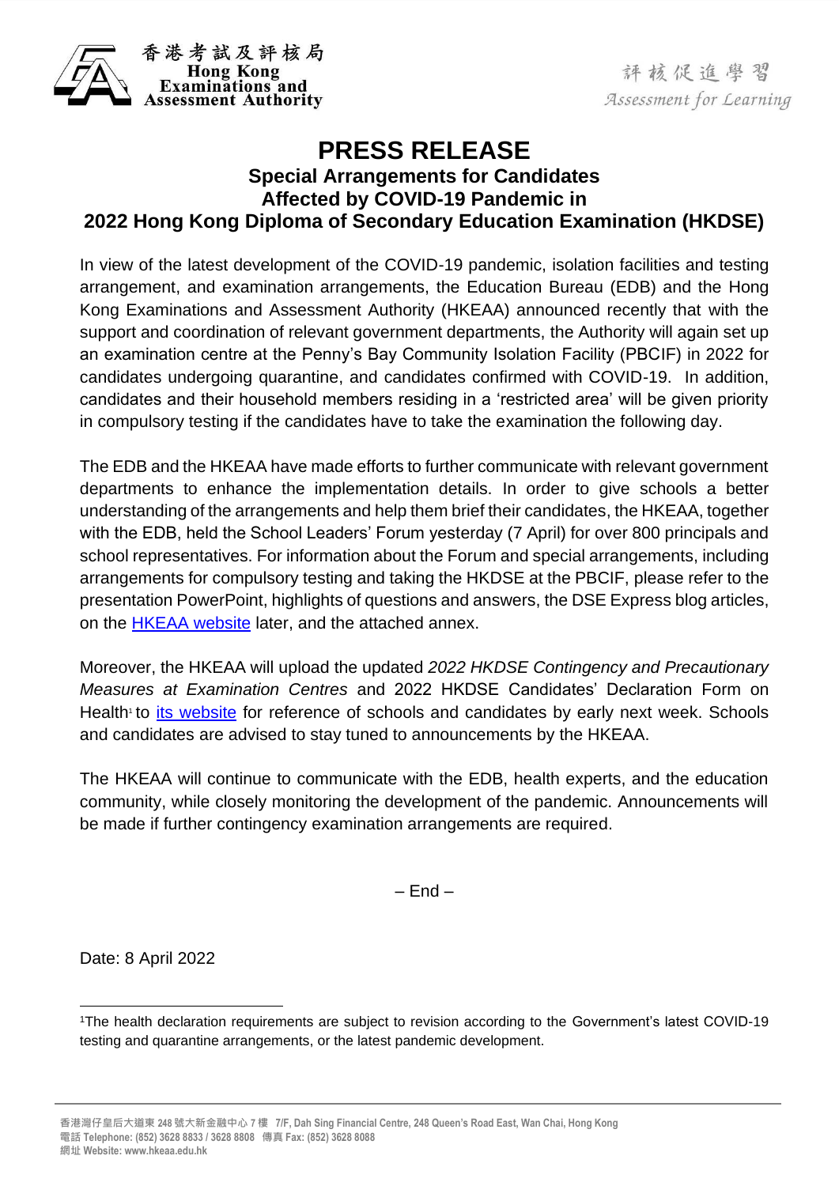香港考試及評核局
Hong Kong Examinations and Assessment Authority

評核促進學習
Assessment for Learning

# PRESS RELEASE

## Special Arrangements for Candidates Affected by COVID-19 Pandemic in 2022 Hong Kong Diploma of Secondary Education Examination (HKDSE)

In view of the latest development of the COVID-19 pandemic, isolation facilities and testing arrangement, and examination arrangements, the Education Bureau (EDB) and the Hong Kong Examinations and Assessment Authority (HKEAA) announced recently that with the support and coordination of relevant government departments, the Authority will again set up an examination centre at the Penny's Bay Community Isolation Facility (PBCIF) in 2022 for candidates undergoing quarantine, and candidates confirmed with COVID-19. In addition, candidates and their household members residing in a 'restricted area' will be given priority in compulsory testing if the candidates have to take the examination the following day.

The EDB and the HKEAA have made efforts to further communicate with relevant government departments to enhance the implementation details. In order to give schools a better understanding of the arrangements and help them brief their candidates, the HKEAA, together with the EDB, held the School Leaders' Forum yesterday (7 April) for over 800 principals and school representatives. For information about the Forum and special arrangements, including arrangements for compulsory testing and taking the HKDSE at the PBCIF, please refer to the presentation PowerPoint, highlights of questions and answers, the DSE Express blog articles, on the HKEAA website later, and the attached annex.

Moreover, the HKEAA will upload the updated *2022 HKDSE Contingency and Precautionary Measures at Examination Centres* and 2022 HKDSE Candidates' Declaration Form on Health[1] to its website for reference of schools and candidates by early next week. Schools and candidates are advised to stay tuned to announcements by the HKEAA.

The HKEAA will continue to communicate with the EDB, health experts, and the education community, while closely monitoring the development of the pandemic. Announcements will be made if further contingency examination arrangements are required.

– End –

Date: 8 April 2022

[1] The health declaration requirements are subject to revision according to the Government's latest COVID-19 testing and quarantine arrangements, or the latest pandemic development.

香港灣仔皇后大道東 248 號大新金融中心 7 樓 7/F, Dah Sing Financial Centre, 248 Queen's Road East, Wan Chai, Hong Kong
電話 Telephone: (852) 3628 8833 / 3628 8808 傳真 Fax: (852) 3628 8088
網址 Website: www.hkeaa.edu.hk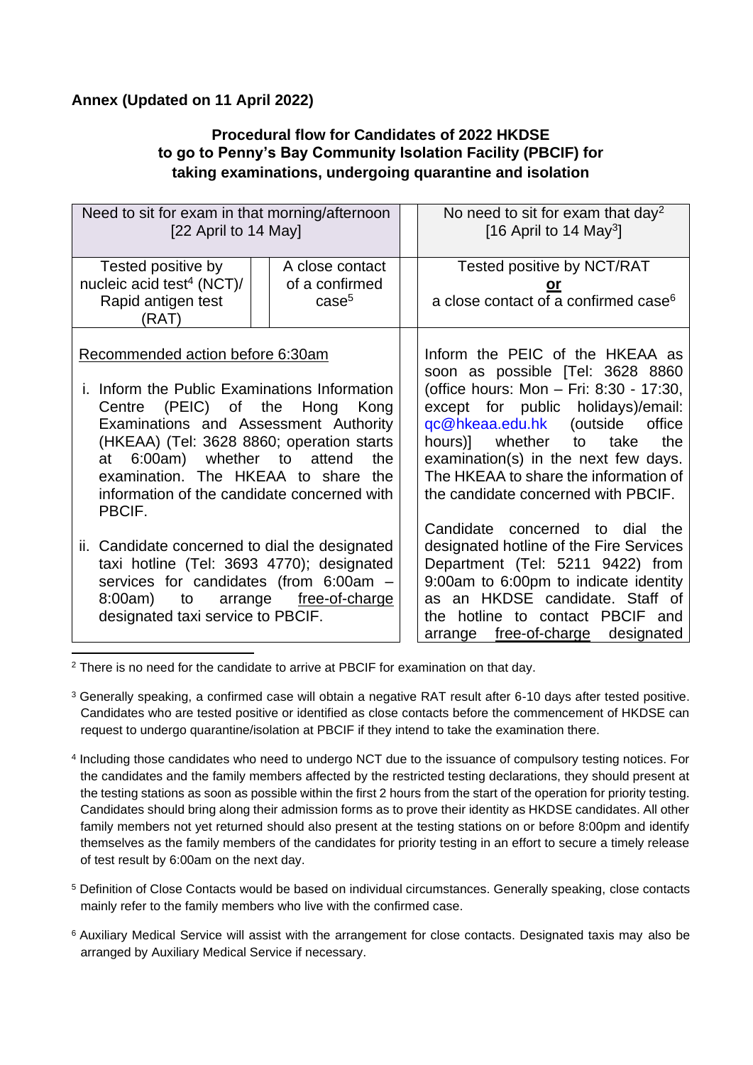**Annex (Updated on 11 April 2022)**

**Procedural flow for Candidates of 2022 HKDSE to go to Penny's Bay Community Isolation Facility (PBCIF) for taking examinations, undergoing quarantine and isolation**

| Need to sit for exam in that morning/afternoon [22 April to 14 May] | | | No need to sit for exam that day[2] [16 April to 14 May[3]] |
|---|---|---|---|
| Tested positive by nucleic acid test[4] (NCT)/ Rapid antigen test (RAT) | A close contact of a confirmed case[5] | | Tested positive by NCT/RAT **or** a close contact of a confirmed case[6] |
| Recommended action before 6:30am<br><br>i. Inform the Public Examinations Information Centre (PEIC) of the Hong Kong Examinations and Assessment Authority (HKEAA) (Tel: 3628 8860; operation starts at 6:00am) whether to attend the examination. The HKEAA to share the information of the candidate concerned with PBCIF.<br><br>ii. Candidate concerned to dial the designated taxi hotline (Tel: 3693 4770); designated services for candidates (from 6:00am – 8:00am) to arrange free-of-charge designated taxi service to PBCIF. | | | Inform the PEIC of the HKEAA as soon as possible [Tel: 3628 8860 (office hours: Mon – Fri: 8:30 - 17:30, except for public holidays)/email: qc@hkeaa.edu.hk (outside office hours)] whether to take the examination(s) in the next few days. The HKEAA to share the information of the candidate concerned with PBCIF.<br><br>Candidate concerned to dial the designated hotline of the Fire Services Department (Tel: 5211 9422) from 9:00am to 6:00pm to indicate identity as an HKDSE candidate. Staff of the hotline to contact PBCIF and arrange free-of-charge designated |

[2] There is no need for the candidate to arrive at PBCIF for examination on that day.

[3] Generally speaking, a confirmed case will obtain a negative RAT result after 6-10 days after tested positive. Candidates who are tested positive or identified as close contacts before the commencement of HKDSE can request to undergo quarantine/isolation at PBCIF if they intend to take the examination there.

[4] Including those candidates who need to undergo NCT due to the issuance of compulsory testing notices. For the candidates and the family members affected by the restricted testing declarations, they should present at the testing stations as soon as possible within the first 2 hours from the start of the operation for priority testing. Candidates should bring along their admission forms as to prove their identity as HKDSE candidates. All other family members not yet returned should also present at the testing stations on or before 8:00pm and identify themselves as the family members of the candidates for priority testing in an effort to secure a timely release of test result by 6:00am on the next day.

[5] Definition of Close Contacts would be based on individual circumstances. Generally speaking, close contacts mainly refer to the family members who live with the confirmed case.

[6] Auxiliary Medical Service will assist with the arrangement for close contacts. Designated taxis may also be arranged by Auxiliary Medical Service if necessary.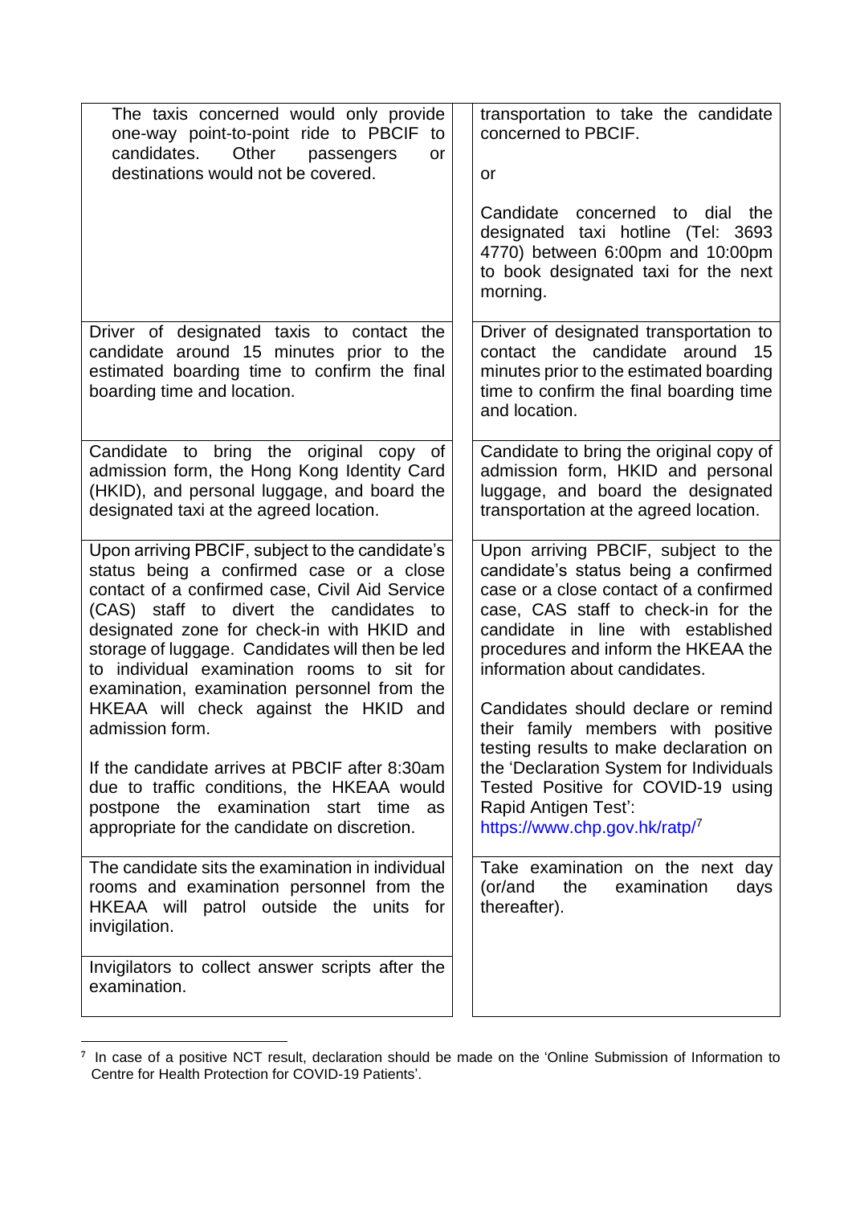| | |
|---|---|
| The taxis concerned would only provide one-way point-to-point ride to PBCIF to candidates. Other passengers or destinations would not be covered. | transportation to take the candidate concerned to PBCIF.<br><br>or<br><br>Candidate concerned to dial the designated taxi hotline (Tel: 3693 4770) between 6:00pm and 10:00pm to book designated taxi for the next morning. |
| Driver of designated taxis to contact the candidate around 15 minutes prior to the estimated boarding time to confirm the final boarding time and location. | Driver of designated transportation to contact the candidate around 15 minutes prior to the estimated boarding time to confirm the final boarding time and location. |
| Candidate to bring the original copy of admission form, the Hong Kong Identity Card (HKID), and personal luggage, and board the designated taxi at the agreed location. | Candidate to bring the original copy of admission form, HKID and personal luggage, and board the designated transportation at the agreed location. |
| Upon arriving PBCIF, subject to the candidate's status being a confirmed case or a close contact of a confirmed case, Civil Aid Service (CAS) staff to divert the candidates to designated zone for check-in with HKID and storage of luggage. Candidates will then be led to individual examination rooms to sit for examination, examination personnel from the HKEAA will check against the HKID and admission form.<br><br>If the candidate arrives at PBCIF after 8:30am due to traffic conditions, the HKEAA would postpone the examination start time as appropriate for the candidate on discretion. | Upon arriving PBCIF, subject to the candidate's status being a confirmed case or a close contact of a confirmed case, CAS staff to check-in for the candidate in line with established procedures and inform the HKEAA the information about candidates.<br><br>Candidates should declare or remind their family members with positive testing results to make declaration on the 'Declaration System for Individuals Tested Positive for COVID-19 using Rapid Antigen Test': https://www.chp.gov.hk/ratp/[7] |
| The candidate sits the examination in individual rooms and examination personnel from the HKEAA will patrol outside the units for invigilation.<br><br>Invigilators to collect answer scripts after the examination. | Take examination on the next day (or/and the examination days thereafter). |

[7] In case of a positive NCT result, declaration should be made on the 'Online Submission of Information to Centre for Health Protection for COVID-19 Patients'.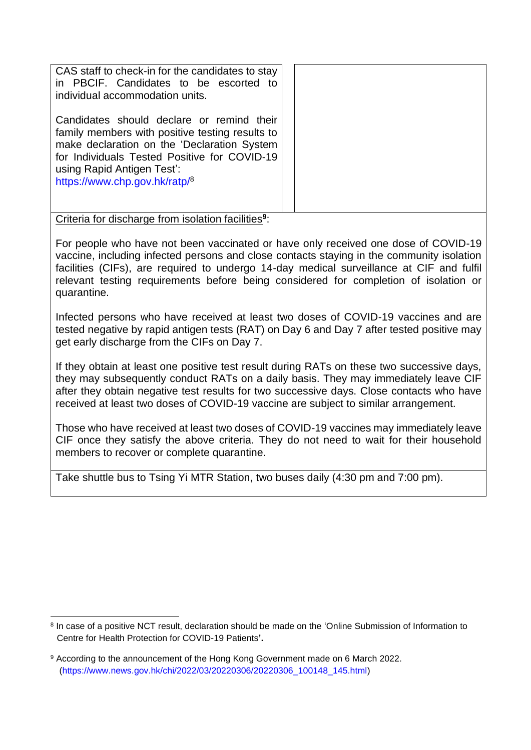| | |
|---|---|
| CAS staff to check-in for the candidates to stay in PBCIF. Candidates to be escorted to individual accommodation units.<br><br>Candidates should declare or remind their family members with positive testing results to make declaration on the 'Declaration System for Individuals Tested Positive for COVID-19 using Rapid Antigen Test': https://www.chp.gov.hk/ratp/[8] | |

Criteria for discharge from isolation facilities[9]:

For people who have not been vaccinated or have only received one dose of COVID-19 vaccine, including infected persons and close contacts staying in the community isolation facilities (CIFs), are required to undergo 14-day medical surveillance at CIF and fulfil relevant testing requirements before being considered for completion of isolation or quarantine.

Infected persons who have received at least two doses of COVID-19 vaccines and are tested negative by rapid antigen tests (RAT) on Day 6 and Day 7 after tested positive may get early discharge from the CIFs on Day 7.

If they obtain at least one positive test result during RATs on these two successive days, they may subsequently conduct RATs on a daily basis. They may immediately leave CIF after they obtain negative test results for two successive days. Close contacts who have received at least two doses of COVID-19 vaccine are subject to similar arrangement.

Those who have received at least two doses of COVID-19 vaccines may immediately leave CIF once they satisfy the above criteria. They do not need to wait for their household members to recover or complete quarantine.

Take shuttle bus to Tsing Yi MTR Station, two buses daily (4:30 pm and 7:00 pm).

---

[8] In case of a positive NCT result, declaration should be made on the 'Online Submission of Information to Centre for Health Protection for COVID-19 Patients'.

[9] According to the announcement of the Hong Kong Government made on 6 March 2022. (https://www.news.gov.hk/chi/2022/03/20220306/20220306_100148_145.html)